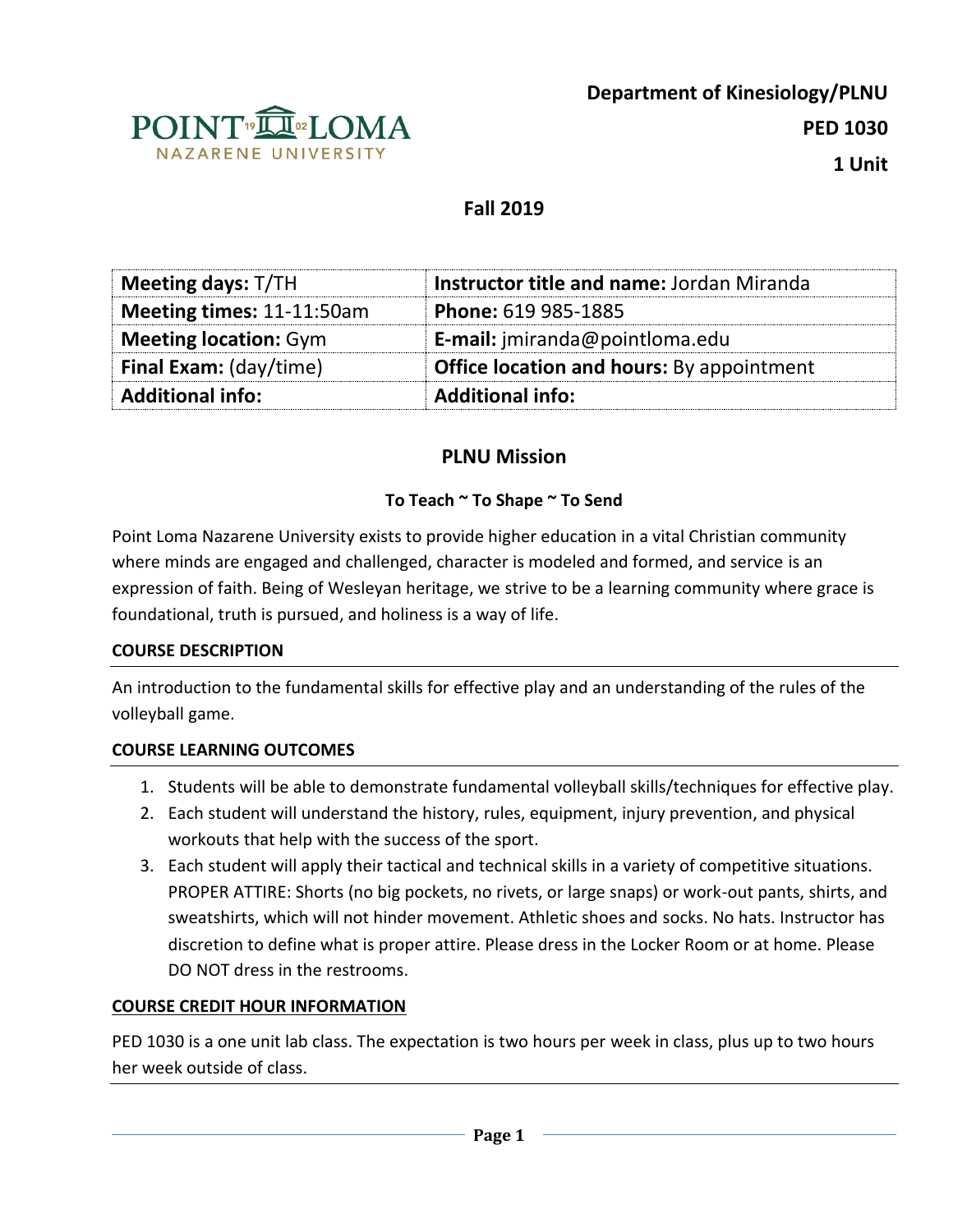**Department of Kinesiology/PLNU**

**PED 1030**

**1 Unit**

**Fall 2019**

| **Meeting days:** T/TH | **Instructor title and name:** Jordan Miranda |
|---|---|
| **Meeting times:** 11-11:50am | **Phone:** 619 985-1885 |
| **Meeting location:** Gym | **E-mail:** jmiranda@pointloma.edu |
| **Final Exam:** (day/time) | **Office location and hours:** By appointment |
| **Additional info:** | **Additional info:** |

## PLNU Mission

### To Teach ~ To Shape ~ To Send

Point Loma Nazarene University exists to provide higher education in a vital Christian community where minds are engaged and challenged, character is modeled and formed, and service is an expression of faith. Being of Wesleyan heritage, we strive to be a learning community where grace is foundational, truth is pursued, and holiness is a way of life.

### COURSE DESCRIPTION

An introduction to the fundamental skills for effective play and an understanding of the rules of the volleyball game.

### COURSE LEARNING OUTCOMES

1. Students will be able to demonstrate fundamental volleyball skills/techniques for effective play.
2. Each student will understand the history, rules, equipment, injury prevention, and physical workouts that help with the success of the sport.
3. Each student will apply their tactical and technical skills in a variety of competitive situations. PROPER ATTIRE: Shorts (no big pockets, no rivets, or large snaps) or work-out pants, shirts, and sweatshirts, which will not hinder movement. Athletic shoes and socks. No hats. Instructor has discretion to define what is proper attire. Please dress in the Locker Room or at home. Please DO NOT dress in the restrooms.

### COURSE CREDIT HOUR INFORMATION

PED 1030 is a one unit lab class. The expectation is two hours per week in class, plus up to two hours her week outside of class.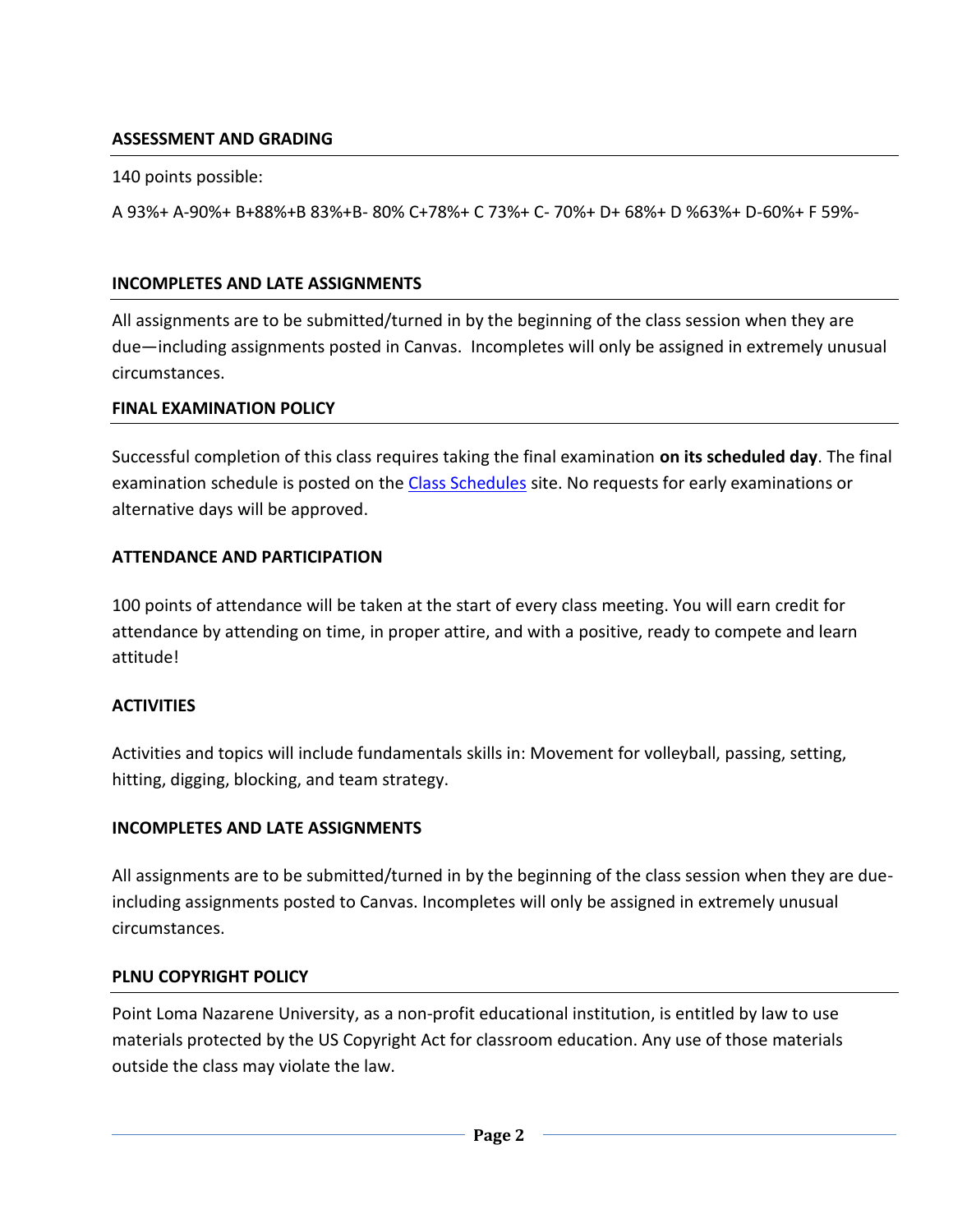## ASSESSMENT AND GRADING

140 points possible:

A 93%+ A-90%+ B+88%+B 83%+B- 80% C+78%+ C 73%+ C- 70%+ D+ 68%+ D %63%+ D-60%+ F 59%-

## INCOMPLETES AND LATE ASSIGNMENTS

All assignments are to be submitted/turned in by the beginning of the class session when they are due—including assignments posted in Canvas. Incompletes will only be assigned in extremely unusual circumstances.

## FINAL EXAMINATION POLICY

Successful completion of this class requires taking the final examination **on its scheduled day**. The final examination schedule is posted on the Class Schedules site. No requests for early examinations or alternative days will be approved.

## ATTENDANCE AND PARTICIPATION

100 points of attendance will be taken at the start of every class meeting. You will earn credit for attendance by attending on time, in proper attire, and with a positive, ready to compete and learn attitude!

## ACTIVITIES

Activities and topics will include fundamentals skills in: Movement for volleyball, passing, setting, hitting, digging, blocking, and team strategy.

## INCOMPLETES AND LATE ASSIGNMENTS

All assignments are to be submitted/turned in by the beginning of the class session when they are due- including assignments posted to Canvas. Incompletes will only be assigned in extremely unusual circumstances.

## PLNU COPYRIGHT POLICY

Point Loma Nazarene University, as a non-profit educational institution, is entitled by law to use materials protected by the US Copyright Act for classroom education. Any use of those materials outside the class may violate the law.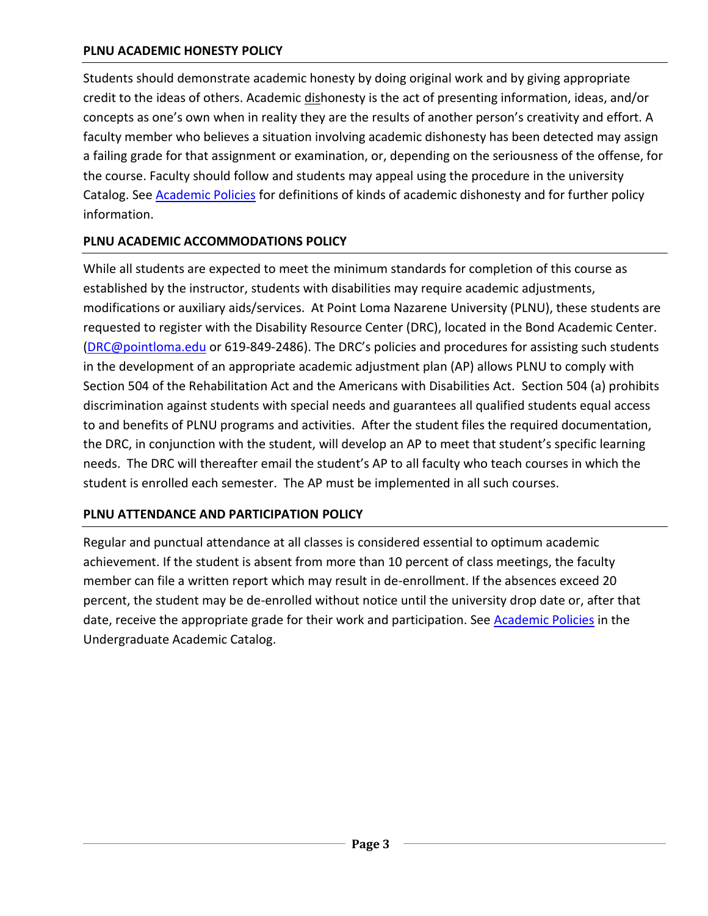### PLNU ACADEMIC HONESTY POLICY

Students should demonstrate academic honesty by doing original work and by giving appropriate credit to the ideas of others. Academic dishonesty is the act of presenting information, ideas, and/or concepts as one's own when in reality they are the results of another person's creativity and effort. A faculty member who believes a situation involving academic dishonesty has been detected may assign a failing grade for that assignment or examination, or, depending on the seriousness of the offense, for the course. Faculty should follow and students may appeal using the procedure in the university Catalog. See Academic Policies for definitions of kinds of academic dishonesty and for further policy information.

### PLNU ACADEMIC ACCOMMODATIONS POLICY

While all students are expected to meet the minimum standards for completion of this course as established by the instructor, students with disabilities may require academic adjustments, modifications or auxiliary aids/services. At Point Loma Nazarene University (PLNU), these students are requested to register with the Disability Resource Center (DRC), located in the Bond Academic Center. (DRC@pointloma.edu or 619-849-2486). The DRC's policies and procedures for assisting such students in the development of an appropriate academic adjustment plan (AP) allows PLNU to comply with Section 504 of the Rehabilitation Act and the Americans with Disabilities Act. Section 504 (a) prohibits discrimination against students with special needs and guarantees all qualified students equal access to and benefits of PLNU programs and activities. After the student files the required documentation, the DRC, in conjunction with the student, will develop an AP to meet that student's specific learning needs. The DRC will thereafter email the student's AP to all faculty who teach courses in which the student is enrolled each semester. The AP must be implemented in all such courses.

### PLNU ATTENDANCE AND PARTICIPATION POLICY

Regular and punctual attendance at all classes is considered essential to optimum academic achievement. If the student is absent from more than 10 percent of class meetings, the faculty member can file a written report which may result in de-enrollment. If the absences exceed 20 percent, the student may be de-enrolled without notice until the university drop date or, after that date, receive the appropriate grade for their work and participation. See Academic Policies in the Undergraduate Academic Catalog.